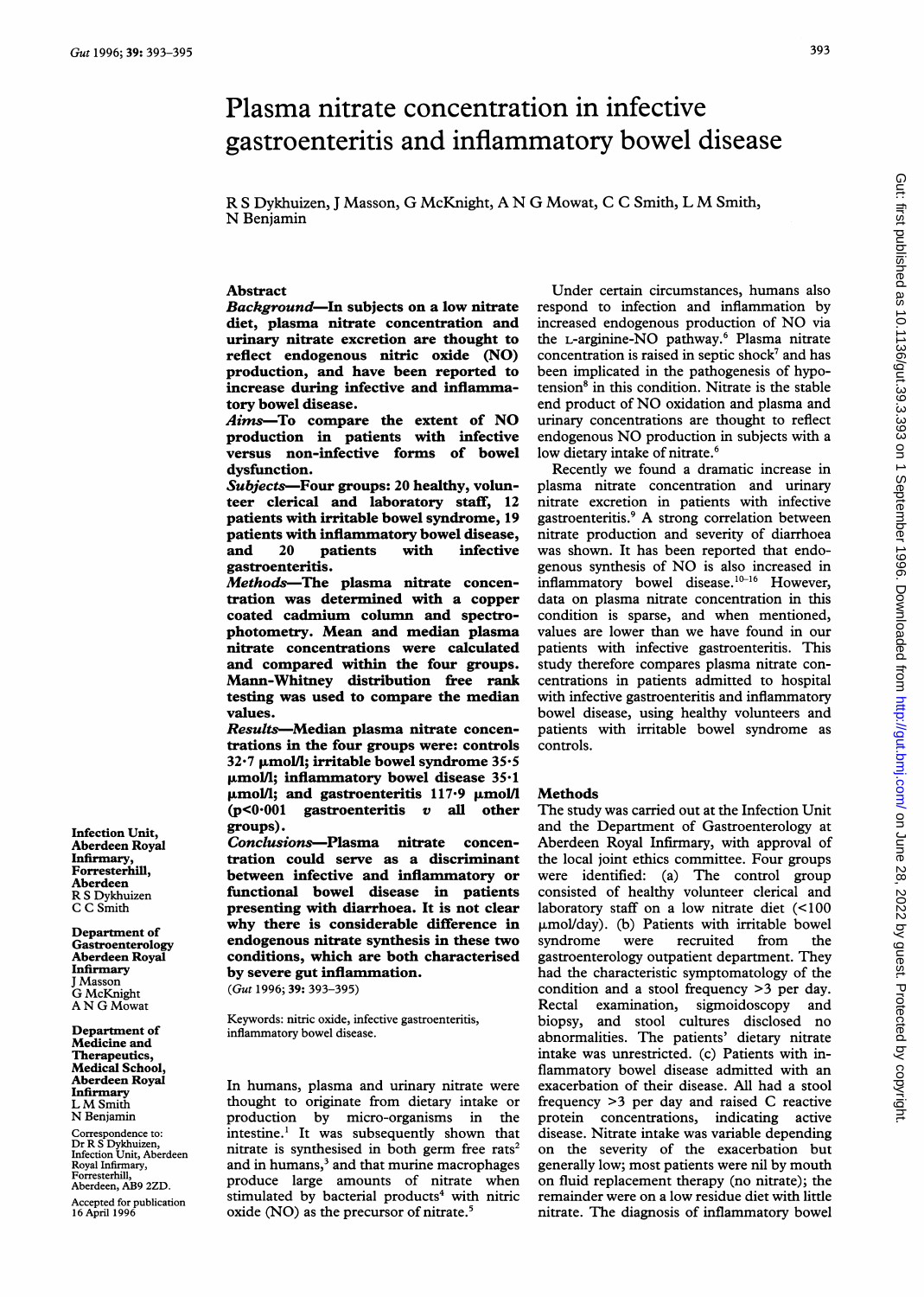# Plasma nitrate concentration in infective gastroenteritis and inflammatory bowel disease

R S Dykhuizen, J Masson, G McKnight, A N G Mowat, C C Smith, L M Smith, N Benjamin

Infection Unit, Aberdeen Royal Infirmary, Forresterhill, Aberdeen
R S Dykhuizen
C C Smith

Department of Gastroenterology Aberdeen Royal Infirmary
J Masson
G McKnight
A N G Mowat

Department of Medicine and Therapeutics, Medical School, Aberdeen Royal Infirmary
L M Smith
N Benjamin

Correspondence to: Dr R S Dykhuizen, Infection Unit, Aberdeen Royal Infirmary, Forresterhill, Aberdeen, AB9 2ZD.

Accepted for publication 16 April 1996

## Abstract

**Background—In subjects on a low nitrate diet, plasma nitrate concentration and urinary nitrate excretion are thought to reflect endogenous nitric oxide (NO) production, and have been reported to increase during infective and inflammatory bowel disease.**

**Aims—To compare the extent of NO production in patients with infective versus non-infective forms of bowel dysfunction.**

**Subjects—Four groups: 20 healthy, volunteer clerical and laboratory staff, 12 patients with irritable bowel syndrome, 19 patients with inflammatory bowel disease, and 20 patients with infective gastroenteritis.**

**Methods—The plasma nitrate concentration was determined with a copper coated cadmium column and spectrophotometry. Mean and median plasma nitrate concentrations were calculated and compared within the four groups. Mann-Whitney distribution free rank testing was used to compare the median values.**

**Results—Median plasma nitrate concentrations in the four groups were: controls 32·7 μmol/l; irritable bowel syndrome 35·5 μmol/l; inflammatory bowel disease 35·1 μmol/l; and gastroenteritis 117·9 μmol/l ($p<0·001$ gastroenteritis *v* all other groups).**

**Conclusions—Plasma nitrate concentration could serve as a discriminant between infective and inflammatory or functional bowel disease in patients presenting with diarrhoea. It is not clear why there is considerable difference in endogenous nitrate synthesis in these two conditions, which are both characterised by severe gut inflammation.**

(*Gut* 1996; **39:** 393–395)

Keywords: nitric oxide, infective gastroenteritis, inflammatory bowel disease.

In humans, plasma and urinary nitrate were thought to originate from dietary intake or production by micro-organisms in the intestine.[1] It was subsequently shown that nitrate is synthesised in both germ free rats[2] and in humans,[3] and that murine macrophages produce large amounts of nitrate when stimulated by bacterial products[4] with nitric oxide (NO) as the precursor of nitrate.[5]

Under certain circumstances, humans also respond to infection and inflammation by increased endogenous production of NO via the L-arginine-NO pathway.[6] Plasma nitrate concentration is raised in septic shock[7] and has been implicated in the pathogenesis of hypotension[8] in this condition. Nitrate is the stable end product of NO oxidation and plasma and urinary concentrations are thought to reflect endogenous NO production in subjects with a low dietary intake of nitrate.[6]

Recently we found a dramatic increase in plasma nitrate concentration and urinary nitrate excretion in patients with infective gastroenteritis.[9] A strong correlation between nitrate production and severity of diarrhoea was shown. It has been reported that endogenous synthesis of NO is also increased in inflammatory bowel disease.[10–16] However, data on plasma nitrate concentration in this condition is sparse, and when mentioned, values are lower than we have found in our patients with infective gastroenteritis. This study therefore compares plasma nitrate concentrations in patients admitted to hospital with infective gastroenteritis and inflammatory bowel disease, using healthy volunteers and patients with irritable bowel syndrome as controls.

## Methods

The study was carried out at the Infection Unit and the Department of Gastroenterology at Aberdeen Royal Infirmary, with approval of the local joint ethics committee. Four groups were identified: (a) The control group consisted of healthy volunteer clerical and laboratory staff on a low nitrate diet (<100 μmol/day). (b) Patients with irritable bowel syndrome were recruited from the gastroenterology outpatient department. They had the characteristic symptomatology of the condition and a stool frequency >3 per day. Rectal examination, sigmoidoscopy and biopsy, and stool cultures disclosed no abnormalities. The patients' dietary nitrate intake was unrestricted. (c) Patients with inflammatory bowel disease admitted with an exacerbation of their disease. All had a stool frequency >3 per day and raised C reactive protein concentrations, indicating active disease. Nitrate intake was variable depending on the severity of the exacerbation but generally low; most patients were nil by mouth on fluid replacement therapy (no nitrate); the remainder were on a low residue diet with little nitrate. The diagnosis of inflammatory bowel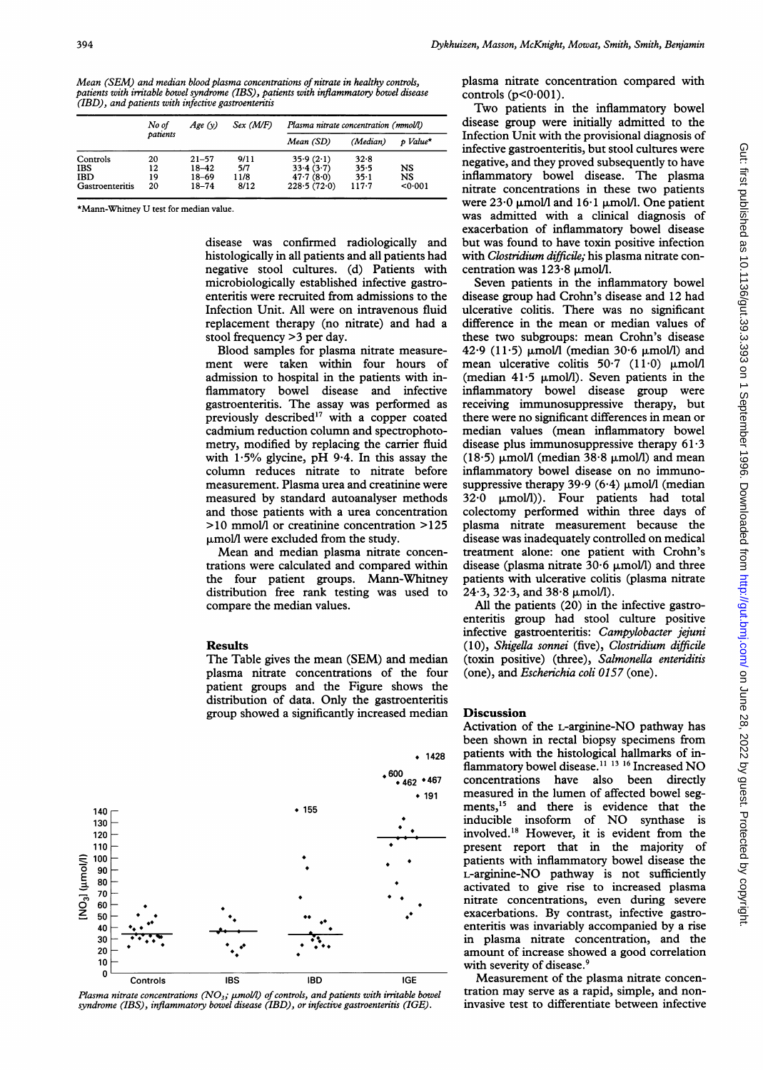*Mean (SEM) and median blood plasma concentrations of nitrate in healthy controls, patients with irritable bowel syndrome (IBS), patients with inflammatory bowel disease (IBD), and patients with infective gastroenteritis*

| | No of patients | Age (y) | Sex (M/F) | Plasma nitrate concentration (mmol/l) | | |
|---|---|---|---|---|---|---|
| | | | | Mean (SD) | (Median) | p Value* |
| Controls | 20 | 21–57 | 9/11 | 35·9 (2·1) | 32·8 | |
| IBS | 12 | 18–42 | 5/7 | 33·4 (3·7) | 35·5 | NS |
| IBD | 19 | 18–69 | 11/8 | 47·7 (8·0) | 35·1 | NS |
| Gastroenteritis | 20 | 18–74 | 8/12 | 228·5 (72·0) | 117·7 | <0·001 |

*Mann-Whitney U test for median value.

disease was confirmed radiologically and histologically in all patients and all patients had negative stool cultures. (d) Patients with microbiologically established infective gastroenteritis were recruited from admissions to the Infection Unit. All were on intravenous fluid replacement therapy (no nitrate) and had a stool frequency >3 per day.

Blood samples for plasma nitrate measurement were taken within four hours of admission to hospital in the patients with inflammatory bowel disease and infective gastroenteritis. The assay was performed as previously described[17] with a copper coated cadmium reduction column and spectrophotometry, modified by replacing the carrier fluid with 1·5% glycine, pH 9·4. In this assay the column reduces nitrate to nitrate before measurement. Plasma urea and creatinine were measured by standard autoanalyser methods and those patients with a urea concentration >10 mmol/l or creatinine concentration >125 μmol/l were excluded from the study.

Mean and median plasma nitrate concentrations were calculated and compared within the four patient groups. Mann-Whitney distribution free rank testing was used to compare the median values.

## Results

The Table gives the mean (SEM) and median plasma nitrate concentrations of the four patient groups and the Figure shows the distribution of data. Only the gastroenteritis group showed a significantly increased median plasma nitrate concentration compared with controls ($p<0·001$).

Two patients in the inflammatory bowel disease group were initially admitted to the Infection Unit with the provisional diagnosis of infective gastroenteritis, but stool cultures were negative, and they proved subsequently to have inflammatory bowel disease. The plasma nitrate concentrations in these two patients were 23·0 μmol/l and 16·1 μmol/l. One patient was admitted with a clinical diagnosis of exacerbation of inflammatory bowel disease but was found to have toxin positive infection with *Clostridium difficile;* his plasma nitrate concentration was 123·8 μmol/l.

Seven patients in the inflammatory bowel disease group had Crohn's disease and 12 had ulcerative colitis. There was no significant difference in the mean or median values of these two subgroups: mean Crohn's disease 42·9 (11·5) μmol/l (median 30·6 μmol/l) and mean ulcerative colitis 50·7 (11·0) μmol/l (median 41·5 μmol/l). Seven patients in the inflammatory bowel disease group were receiving immunosuppressive therapy, but there were no significant differences in mean or median values (mean inflammatory bowel disease plus immunosuppressive therapy 61·3 (18·5) μmol/l (median 38·8 μmol/l) and mean inflammatory bowel disease on no immunosuppressive therapy 39·9 (6·4) μmol/l (median 32·0 μmol/l)). Four patients had total colectomy performed within three days of plasma nitrate measurement because the disease was inadequately controlled on medical treatment alone: one patient with Crohn's disease (plasma nitrate 30·6 μmol/l) and three patients with ulcerative colitis (plasma nitrate 24·3, 32·3, and 38·8 μmol/l).

All the patients (20) in the infective gastroenteritis group had stool culture positive infective gastroenteritis: *Campylobacter jejuni* (10), *Shigella sonnei* (five), *Clostridium difficile* (toxin positive) (three), *Salmonella enteriditis* (one), and *Escherichia coli 0157* (one).

*Plasma nitrate concentrations ($NO_3$; μmol/l) of controls, and patients with irritable bowel syndrome (IBS), inflammatory bowel disease (IBD), or infective gastroenteritis (IGE).*

## Discussion

Activation of the L-arginine-NO pathway has been shown in rectal biopsy specimens from patients with the histological hallmarks of inflammatory bowel disease.[11 13 16] Increased NO concentrations have also been directly measured in the lumen of affected bowel segments,[15] and there is evidence that the inducible insoform of NO synthase is involved.[18] However, it is evident from the present report that in the majority of patients with inflammatory bowel disease the L-arginine-NO pathway is not sufficiently activated to give rise to increased plasma nitrate concentrations, even during severe exacerbations. By contrast, infective gastroenteritis was invariably accompanied by a rise in plasma nitrate concentration, and the amount of increase showed a good correlation with severity of disease.[9]

Measurement of the plasma nitrate concentration may serve as a rapid, simple, and non-invasive test to differentiate between infective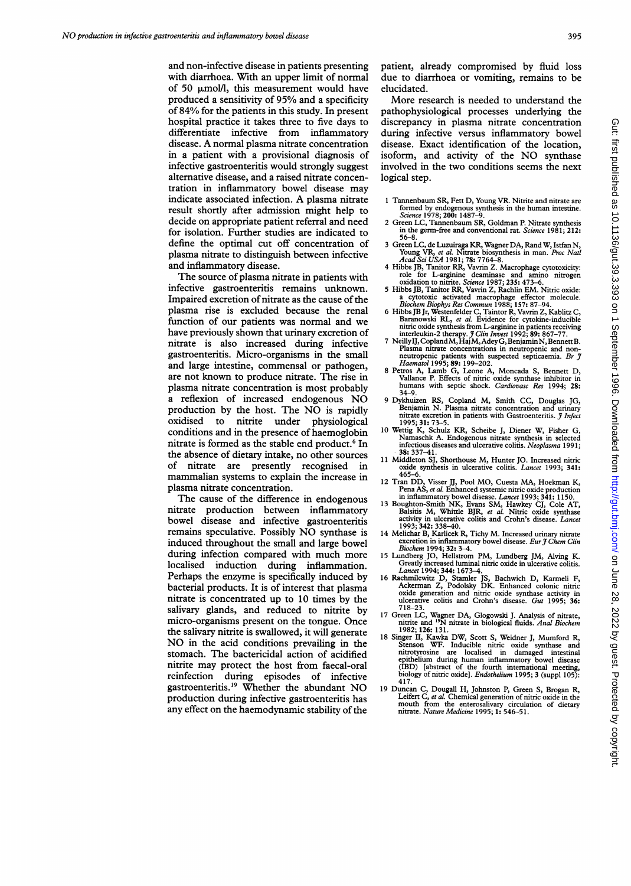and non-infective disease in patients presenting with diarrhoea. With an upper limit of normal of 50 μmol/l, this measurement would have produced a sensitivity of 95% and a specificity of 84% for the patients in this study. In present hospital practice it takes three to five days to differentiate infective from inflammatory disease. A normal plasma nitrate concentration in a patient with a provisional diagnosis of infective gastroenteritis would strongly suggest alternative disease, and a raised nitrate concentration in inflammatory bowel disease may indicate associated infection. A plasma nitrate result shortly after admission might help to decide on appropriate patient referral and need for isolation. Further studies are indicated to define the optimal cut off concentration of plasma nitrate to distinguish between infective and inflammatory disease.

The source of plasma nitrate in patients with infective gastroenteritis remains unknown. Impaired excretion of nitrate as the cause of the plasma rise is excluded because the renal function of our patients was normal and we have previously shown that urinary excretion of nitrate is also increased during infective gastroenteritis. Micro-organisms in the small and large intestine, commensal or pathogen, are not known to produce nitrate. The rise in plasma nitrate concentration is most probably a reflexion of increased endogenous NO production by the host. The NO is rapidly oxidised to nitrite under physiological conditions and in the presence of haemoglobin nitrate is formed as the stable end product.[6] In the absence of dietary intake, no other sources of nitrate are presently recognised in mammalian systems to explain the increase in plasma nitrate concentration.

The cause of the difference in endogenous nitrate production between inflammatory bowel disease and infective gastroenteritis remains speculative. Possibly NO synthase is induced throughout the small and large bowel during infection compared with much more localised induction during inflammation. Perhaps the enzyme is specifically induced by bacterial products. It is of interest that plasma nitrate is concentrated up to 10 times by the salivary glands, and reduced to nitrite by micro-organisms present on the tongue. Once the salivary nitrite is swallowed, it will generate NO in the acid conditions prevailing in the stomach. The bactericidal action of acidified nitrite may protect the host from faecal-oral reinfection during episodes of infective gastroenteritis.[19] Whether the abundant NO production during infective gastroenteritis has any effect on the haemodynamic stability of the patient, already compromised by fluid loss due to diarrhoea or vomiting, remains to be elucidated.

More research is needed to understand the pathophysiological processes underlying the discrepancy in plasma nitrate concentration during infective versus inflammatory bowel disease. Exact identification of the location, isoform, and activity of the NO synthase involved in the two conditions seems the next logical step.

1 Tannenbaum SR, Fett D, Young VR. Nitrite and nitrate are formed by endogenous synthesis in the human intestine. *Science* 1978; **200:** 1487–9.
2 Green LC, Tannenbaum SR, Goldman P. Nitrate synthesis in the germ-free and conventional rat. *Science* 1981; **212:** 56–8.
3 Green LC, de Luzuriaga KR, Wagner DA, Rand W, Istfan N, Young VR, *et al.* Nitrate biosynthesis in man. *Proc Natl Acad Sci USA* 1981; **78:** 7764–8.
4 Hibbs JB, Tanitor RR, Vavrin Z. Macrophage cytotoxicity: role for L-arginine deaminase and amino nitrogen oxidation to nitrite. *Science* 1987; **235:** 473–6.
5 Hibbs JB, Tanitor RR, Vavrin Z, Rachlin EM. Nitric oxide: a cytotoxic activated macrophage effector molecule. *Biochem Biophys Res Commun* 1988; **157:** 87–94.
6 Hibbs JB Jr, Westenfelder C, Taintor R, Vavrin Z, Kablitz C, Baranowski RL, *et al.* Evidence for cytokine-inducible nitric oxide synthesis from L-arginine in patients receiving interleukin-2 therapy. *J Clin Invest* 1992; **89:** 867–77.
7 Neilly IJ, Copland M, Haj M, Adey G, Benjamin N, Bennett B. Plasma nitrate concentrations in neutropenic and non-neutropenic patients with suspected septicaemia. *Br J Haematol* 1995; **89:** 199–202.
8 Petros A, Lamb G, Leone A, Moncada S, Bennett D, Vallance P. Effects of nitric oxide synthase inhibitor in humans with septic shock. *Cardiovasc Res* 1994; **28:** 34–9.
9 Dykhuizen RS, Copland M, Smith CC, Douglas JG, Benjamin N. Plasma nitrate concentration and urinary nitrate excretion in patients with Gastroenteritis. *J Infect* 1995; **31:** 73–5.
10 Wettig K, Schulz KR, Scheibe J, Diener W, Fisher G, Namaschk A. Endogenous nitrate synthesis in selected infectious diseases and ulcerative colitis. *Neoplasma* 1991; **38:** 337–41.
11 Middleton SJ, Shorthouse M, Hunter JO. Increased nitric oxide synthesis in ulcerative colitis. *Lancet* 1993; **341:** 465–6.
12 Tran DD, Visser JJ, Pool MO, Cuesta MA, Hoekman K, Pena AS, *et al.* Enhanced systemic nitric oxide production in inflammatory bowel disease. *Lancet* 1993; **341:** 1150.
13 Boughton-Smith NK, Evans SM, Hawkey CJ, Cole AT, Balsitis M, Whittle BJR, *et al.* Nitric oxide synthase activity in ulcerative colitis and Crohn's disease. *Lancet* 1993; **342:** 338–40.
14 Melichar B, Karlicek R, Tichy M. Increased urinary nitrate excretion in inflammatory bowel disease. *Eur J Chem Clin Biochem* 1994; **32:** 3–4.
15 Lundberg JO, Hellstrom PM, Lundberg JM, Alving K. Greatly increased luminal nitric oxide in ulcerative colitis. *Lancet* 1994; **344:** 1673–4.
16 Rachmilewitz D, Stamler JS, Bachwich D, Karmeli F, Ackerman Z, Podolsky DK. Enhanced colonic nitric oxide generation and nitric oxide synthase activity in ulcerative colitis and Crohn's disease. *Gut* 1995; **36:** 718–23.
17 Green LC, Wagner DA, Glogowski J. Analysis of nitrate, nitrite and $^{15}N$ nitrate in biological fluids. *Anal Biochem* 1982; **126:** 131.
18 Singer II, Kawka DW, Scott S, Weidner J, Mumford R, Stenson WF. Inducible nitric oxide synthase and nitrotyrosine are localised in damaged intestinal epithelium during human inflammatory bowel disease (IBD) [abstract of the fourth international meeting, biology of nitric oxide]. *Endothelium* 1995; **3** (suppl 105): 417.
19 Duncan C, Dougall H, Johnston P, Green S, Brogan R, Leifert C, *et al.* Chemical generation of nitric oxide in the mouth from the enterosalivary circulation of dietary nitrate. *Nature Medicine* 1995; **1:** 546–51.